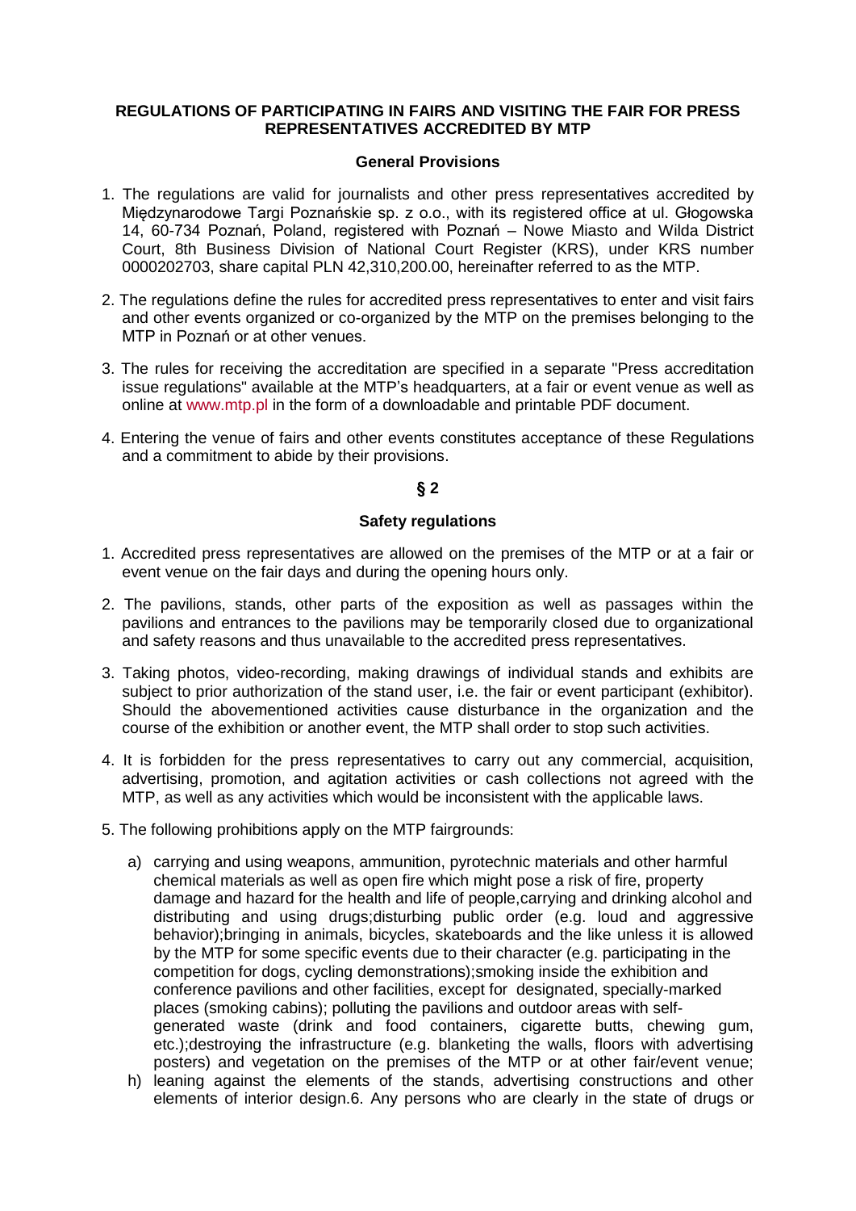**REGULATIONS OF PARTICIPATING IN FAIRS AND VISITING THE FAIR FOR PRESS REPRESENTATIVES ACCREDITED BY MTP**

**General Provisions**

1. The regulations are valid for journalists and other press representatives accredited by Międzynarodowe Targi Poznańskie sp. z o.o., with its registered office at ul. Głogowska 14, 60-734 Poznań, Poland, registered with Poznań – Nowe Miasto and Wilda District Court, 8th Business Division of National Court Register (KRS), under KRS number 0000202703, share capital PLN 42,310,200.00, hereinafter referred to as the MTP.

2. The regulations define the rules for accredited press representatives to enter and visit fairs and other events organized or co-organized by the MTP on the premises belonging to the MTP in Poznań or at other venues.

3. The rules for receiving the accreditation are specified in a separate "Press accreditation issue regulations" available at the MTP's headquarters, at a fair or event venue as well as online at www.mtp.pl in the form of a downloadable and printable PDF document.

4. Entering the venue of fairs and other events constitutes acceptance of these Regulations and a commitment to abide by their provisions.

**§ 2**

**Safety regulations**

1. Accredited press representatives are allowed on the premises of the MTP or at a fair or event venue on the fair days and during the opening hours only.

2. The pavilions, stands, other parts of the exposition as well as passages within the pavilions and entrances to the pavilions may be temporarily closed due to organizational and safety reasons and thus unavailable to the accredited press representatives.

3. Taking photos, video-recording, making drawings of individual stands and exhibits are subject to prior authorization of the stand user, i.e. the fair or event participant (exhibitor). Should the abovementioned activities cause disturbance in the organization and the course of the exhibition or another event, the MTP shall order to stop such activities.

4. It is forbidden for the press representatives to carry out any commercial, acquisition, advertising, promotion, and agitation activities or cash collections not agreed with the MTP, as well as any activities which would be inconsistent with the applicable laws.

5. The following prohibitions apply on the MTP fairgrounds:

   a) carrying and using weapons, ammunition, pyrotechnic materials and other harmful chemical materials as well as open fire which might pose a risk of fire, property damage and hazard for the health and life of people,carrying and drinking alcohol and distributing and using drugs;disturbing public order (e.g. loud and aggressive behavior);bringing in animals, bicycles, skateboards and the like unless it is allowed by the MTP for some specific events due to their character (e.g. participating in the competition for dogs, cycling demonstrations);smoking inside the exhibition and conference pavilions and other facilities, except for designated, specially-marked places (smoking cabins); polluting the pavilions and outdoor areas with self-generated waste (drink and food containers, cigarette butts, chewing gum, etc.);destroying the infrastructure (e.g. blanketing the walls, floors with advertising posters) and vegetation on the premises of the MTP or at other fair/event venue;

   h) leaning against the elements of the stands, advertising constructions and other elements of interior design.6. Any persons who are clearly in the state of drugs or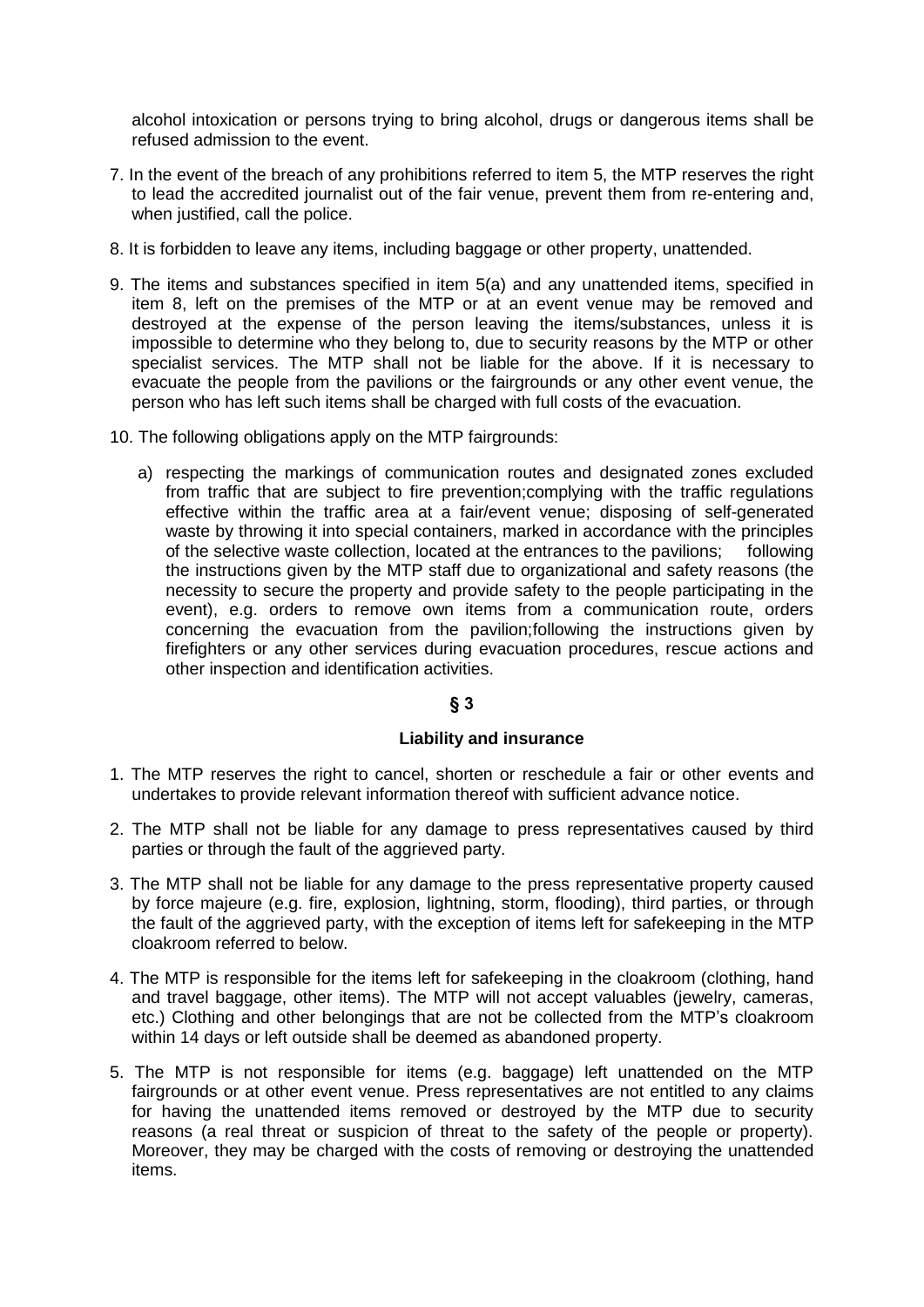alcohol intoxication or persons trying to bring alcohol, drugs or dangerous items shall be refused admission to the event.

7. In the event of the breach of any prohibitions referred to item 5, the MTP reserves the right to lead the accredited journalist out of the fair venue, prevent them from re-entering and, when justified, call the police.

8. It is forbidden to leave any items, including baggage or other property, unattended.

9. The items and substances specified in item 5(a) and any unattended items, specified in item 8, left on the premises of the MTP or at an event venue may be removed and destroyed at the expense of the person leaving the items/substances, unless it is impossible to determine who they belong to, due to security reasons by the MTP or other specialist services. The MTP shall not be liable for the above. If it is necessary to evacuate the people from the pavilions or the fairgrounds or any other event venue, the person who has left such items shall be charged with full costs of the evacuation.

10. The following obligations apply on the MTP fairgrounds:

    a) respecting the markings of communication routes and designated zones excluded from traffic that are subject to fire prevention;complying with the traffic regulations effective within the traffic area at a fair/event venue; disposing of self-generated waste by throwing it into special containers, marked in accordance with the principles of the selective waste collection, located at the entrances to the pavilions; following the instructions given by the MTP staff due to organizational and safety reasons (the necessity to secure the property and provide safety to the people participating in the event), e.g. orders to remove own items from a communication route, orders concerning the evacuation from the pavilion;following the instructions given by firefighters or any other services during evacuation procedures, rescue actions and other inspection and identification activities.

## § 3

### Liability and insurance

1. The MTP reserves the right to cancel, shorten or reschedule a fair or other events and undertakes to provide relevant information thereof with sufficient advance notice.

2. The MTP shall not be liable for any damage to press representatives caused by third parties or through the fault of the aggrieved party.

3. The MTP shall not be liable for any damage to the press representative property caused by force majeure (e.g. fire, explosion, lightning, storm, flooding), third parties, or through the fault of the aggrieved party, with the exception of items left for safekeeping in the MTP cloakroom referred to below.

4. The MTP is responsible for the items left for safekeeping in the cloakroom (clothing, hand and travel baggage, other items). The MTP will not accept valuables (jewelry, cameras, etc.) Clothing and other belongings that are not be collected from the MTP's cloakroom within 14 days or left outside shall be deemed as abandoned property.

5. The MTP is not responsible for items (e.g. baggage) left unattended on the MTP fairgrounds or at other event venue. Press representatives are not entitled to any claims for having the unattended items removed or destroyed by the MTP due to security reasons (a real threat or suspicion of threat to the safety of the people or property). Moreover, they may be charged with the costs of removing or destroying the unattended items.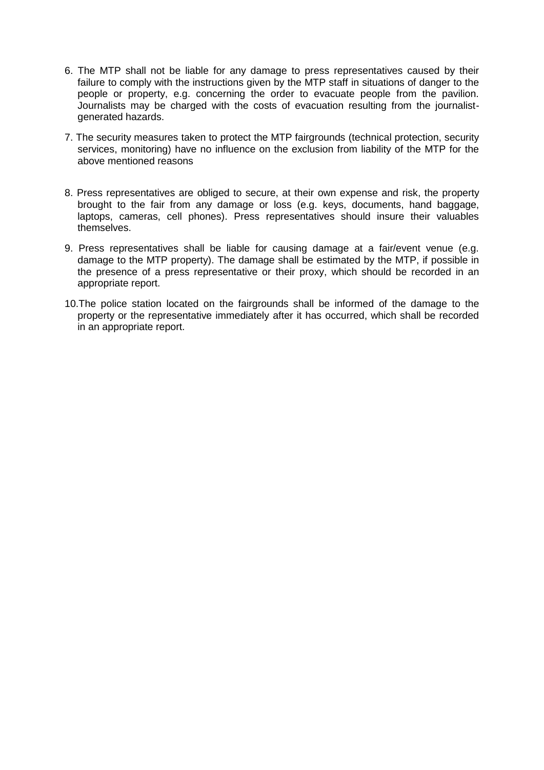6. The MTP shall not be liable for any damage to press representatives caused by their failure to comply with the instructions given by the MTP staff in situations of danger to the people or property, e.g. concerning the order to evacuate people from the pavilion. Journalists may be charged with the costs of evacuation resulting from the journalist-generated hazards.

7. The security measures taken to protect the MTP fairgrounds (technical protection, security services, monitoring) have no influence on the exclusion from liability of the MTP for the above mentioned reasons

8. Press representatives are obliged to secure, at their own expense and risk, the property brought to the fair from any damage or loss (e.g. keys, documents, hand baggage, laptops, cameras, cell phones). Press representatives should insure their valuables themselves.

9. Press representatives shall be liable for causing damage at a fair/event venue (e.g. damage to the MTP property). The damage shall be estimated by the MTP, if possible in the presence of a press representative or their proxy, which should be recorded in an appropriate report.

10. The police station located on the fairgrounds shall be informed of the damage to the property or the representative immediately after it has occurred, which shall be recorded in an appropriate report.